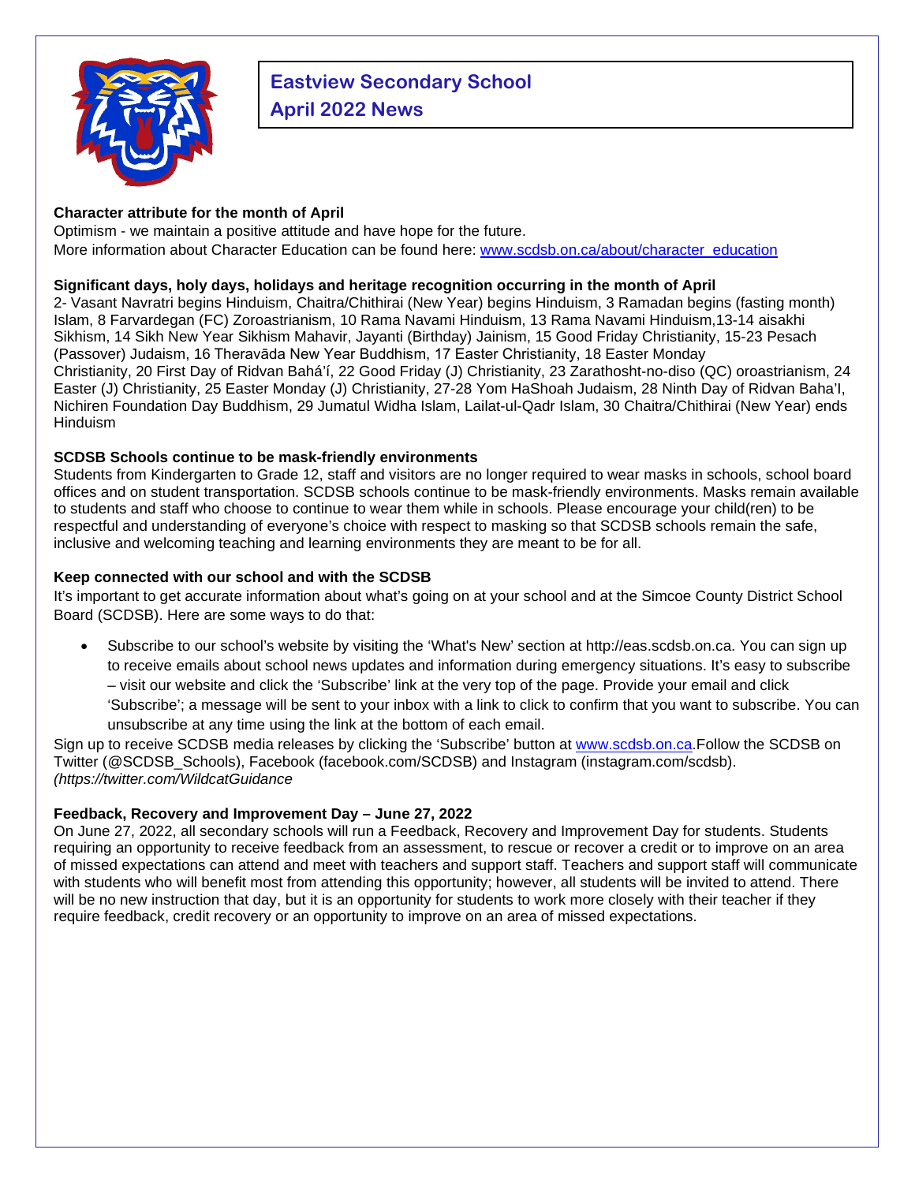# Eastview Secondary School
# April 2022 News

**Character attribute for the month of April**

Optimism - we maintain a positive attitude and have hope for the future.
More information about Character Education can be found here: [www.scdsb.on.ca/about/character_education](www.scdsb.on.ca/about/character_education)

**Significant days, holy days, holidays and heritage recognition occurring in the month of April**

2- Vasant Navratri begins Hinduism, Chaitra/Chithirai (New Year) begins Hinduism, 3 Ramadan begins (fasting month) Islam, 8 Farvardegan (FC) Zoroastrianism, 10 Rama Navami Hinduism, 13 Rama Navami Hinduism,13-14 aisakhi Sikhism, 14 Sikh New Year Sikhism Mahavir, Jayanti (Birthday) Jainism, 15 Good Friday Christianity, 15-23 Pesach (Passover) Judaism, 16 Theravāda New Year Buddhism, 17 Easter Christianity, 18 Easter Monday Christianity, 20 First Day of Ridvan Bahá'í, 22 Good Friday (J) Christianity, 23 Zarathosht-no-diso (QC) oroastrianism, 24 Easter (J) Christianity, 25 Easter Monday (J) Christianity, 27-28 Yom HaShoah Judaism, 28 Ninth Day of Ridvan Baha'I, Nichiren Foundation Day Buddhism, 29 Jumatul Widha Islam, Lailat-ul-Qadr Islam, 30 Chaitra/Chithirai (New Year) ends Hinduism

**SCDSB Schools continue to be mask-friendly environments**

Students from Kindergarten to Grade 12, staff and visitors are no longer required to wear masks in schools, school board offices and on student transportation. SCDSB schools continue to be mask-friendly environments. Masks remain available to students and staff who choose to continue to wear them while in schools. Please encourage your child(ren) to be respectful and understanding of everyone's choice with respect to masking so that SCDSB schools remain the safe, inclusive and welcoming teaching and learning environments they are meant to be for all.

**Keep connected with our school and with the SCDSB**

It's important to get accurate information about what's going on at your school and at the Simcoe County District School Board (SCDSB). Here are some ways to do that:

- Subscribe to our school's website by visiting the 'What's New' section at http://eas.scdsb.on.ca. You can sign up to receive emails about school news updates and information during emergency situations. It's easy to subscribe – visit our website and click the 'Subscribe' link at the very top of the page. Provide your email and click 'Subscribe'; a message will be sent to your inbox with a link to click to confirm that you want to subscribe. You can unsubscribe at any time using the link at the bottom of each email.

Sign up to receive SCDSB media releases by clicking the 'Subscribe' button at [www.scdsb.on.ca](www.scdsb.on.ca).Follow the SCDSB on Twitter (@SCDSB_Schools), Facebook (facebook.com/SCDSB) and Instagram (instagram.com/scdsb).
*(https://twitter.com/WildcatGuidance*

**Feedback, Recovery and Improvement Day – June 27, 2022**

On June 27, 2022, all secondary schools will run a Feedback, Recovery and Improvement Day for students. Students requiring an opportunity to receive feedback from an assessment, to rescue or recover a credit or to improve on an area of missed expectations can attend and meet with teachers and support staff. Teachers and support staff will communicate with students who will benefit most from attending this opportunity; however, all students will be invited to attend. There will be no new instruction that day, but it is an opportunity for students to work more closely with their teacher if they require feedback, credit recovery or an opportunity to improve on an area of missed expectations.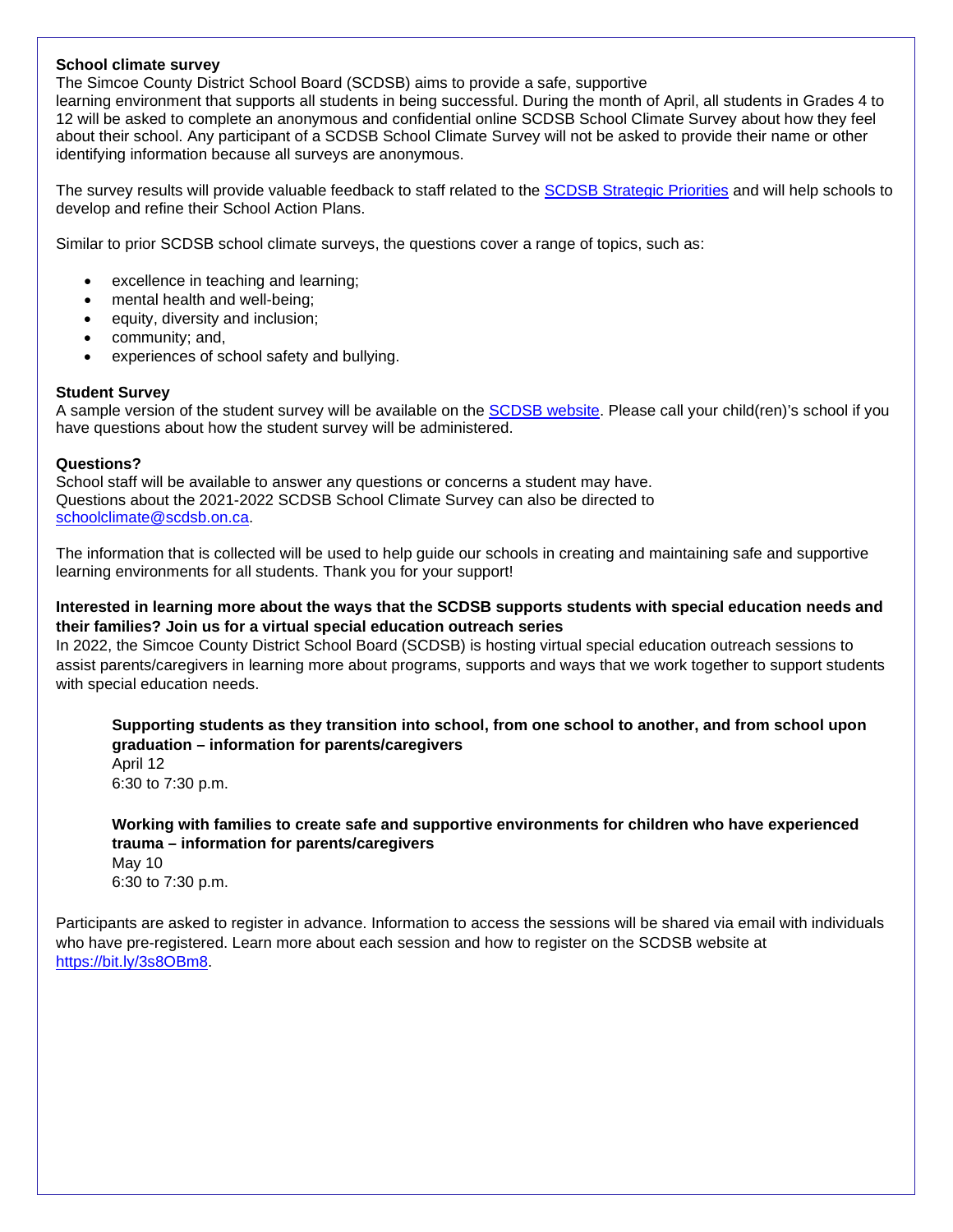**School climate survey**

The Simcoe County District School Board (SCDSB) aims to provide a safe, supportive learning environment that supports all students in being successful. During the month of April, all students in Grades 4 to 12 will be asked to complete an anonymous and confidential online SCDSB School Climate Survey about how they feel about their school. Any participant of a SCDSB School Climate Survey will not be asked to provide their name or other identifying information because all surveys are anonymous.

The survey results will provide valuable feedback to staff related to the [SCDSB Strategic Priorities]() and will help schools to develop and refine their School Action Plans.

Similar to prior SCDSB school climate surveys, the questions cover a range of topics, such as:

- excellence in teaching and learning;
- mental health and well-being;
- equity, diversity and inclusion;
- community; and,
- experiences of school safety and bullying.

**Student Survey**

A sample version of the student survey will be available on the [SCDSB website](). Please call your child(ren)'s school if you have questions about how the student survey will be administered.

**Questions?**

School staff will be available to answer any questions or concerns a student may have.
Questions about the 2021-2022 SCDSB School Climate Survey can also be directed to schoolclimate@scdsb.on.ca.

The information that is collected will be used to help guide our schools in creating and maintaining safe and supportive learning environments for all students. Thank you for your support!

**Interested in learning more about the ways that the SCDSB supports students with special education needs and their families? Join us for a virtual special education outreach series**

In 2022, the Simcoe County District School Board (SCDSB) is hosting virtual special education outreach sessions to assist parents/caregivers in learning more about programs, supports and ways that we work together to support students with special education needs.

> **Supporting students as they transition into school, from one school to another, and from school upon graduation – information for parents/caregivers**
> April 12
> 6:30 to 7:30 p.m.
>
> **Working with families to create safe and supportive environments for children who have experienced trauma – information for parents/caregivers**
> May 10
> 6:30 to 7:30 p.m.

Participants are asked to register in advance. Information to access the sessions will be shared via email with individuals who have pre-registered. Learn more about each session and how to register on the SCDSB website at https://bit.ly/3s8OBm8.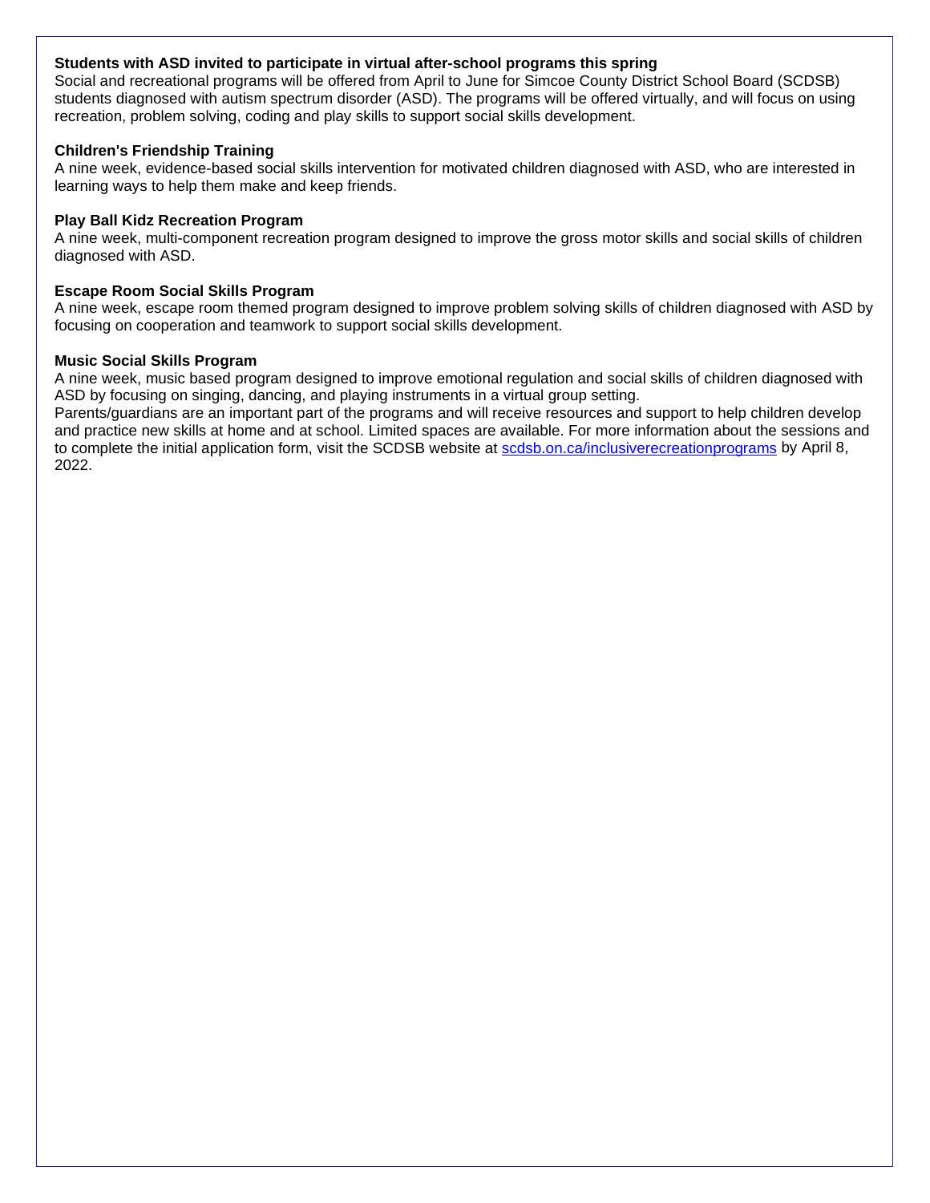**Students with ASD invited to participate in virtual after-school programs this spring**

Social and recreational programs will be offered from April to June for Simcoe County District School Board (SCDSB) students diagnosed with autism spectrum disorder (ASD). The programs will be offered virtually, and will focus on using recreation, problem solving, coding and play skills to support social skills development.

**Children's Friendship Training**

A nine week, evidence-based social skills intervention for motivated children diagnosed with ASD, who are interested in learning ways to help them make and keep friends.

**Play Ball Kidz Recreation Program**

A nine week, multi-component recreation program designed to improve the gross motor skills and social skills of children diagnosed with ASD.

**Escape Room Social Skills Program**

A nine week, escape room themed program designed to improve problem solving skills of children diagnosed with ASD by focusing on cooperation and teamwork to support social skills development.

**Music Social Skills Program**

A nine week, music based program designed to improve emotional regulation and social skills of children diagnosed with ASD by focusing on singing, dancing, and playing instruments in a virtual group setting.

Parents/guardians are an important part of the programs and will receive resources and support to help children develop and practice new skills at home and at school. Limited spaces are available. For more information about the sessions and to complete the initial application form, visit the SCDSB website at [scdsb.on.ca/inclusiverecreationprograms](https://scdsb.on.ca/inclusiverecreationprograms) by April 8, 2022.